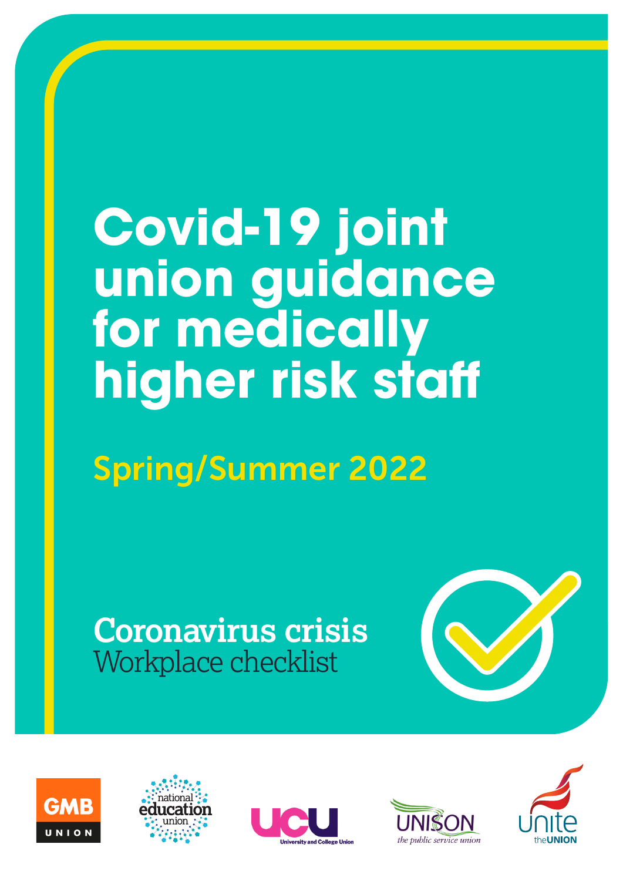# Covid-19 joint union guidance for medically higher risk staff

## Spring/Summer 2022

**Coronavirus crisis**
Workplace checklist

GMB UNION · national education union · UCU University and College Union · UNISON the public service union · unite the UNION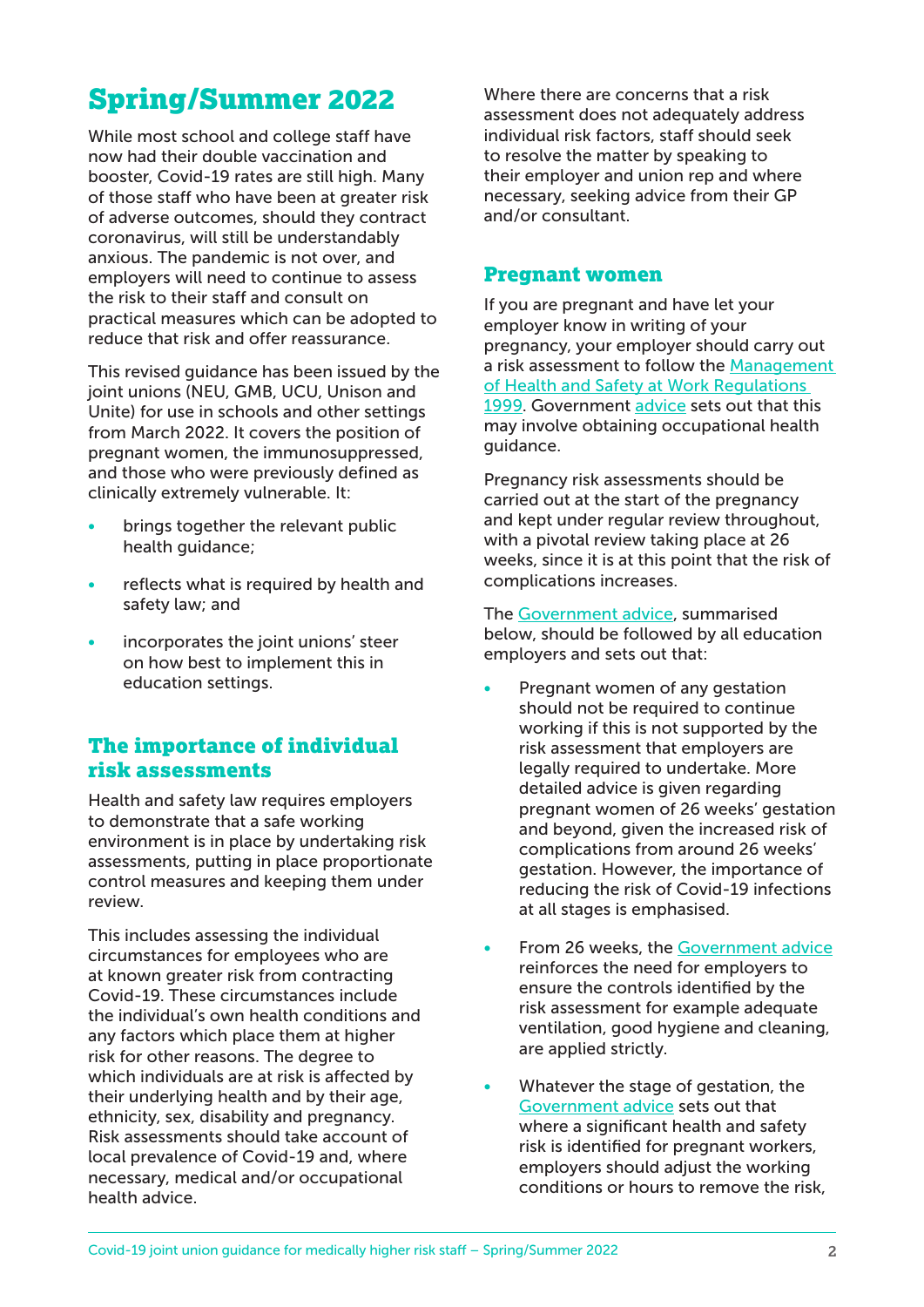## Spring/Summer 2022

While most school and college staff have now had their double vaccination and booster, Covid-19 rates are still high. Many of those staff who have been at greater risk of adverse outcomes, should they contract coronavirus, will still be understandably anxious. The pandemic is not over, and employers will need to continue to assess the risk to their staff and consult on practical measures which can be adopted to reduce that risk and offer reassurance.

This revised guidance has been issued by the joint unions (NEU, GMB, UCU, Unison and Unite) for use in schools and other settings from March 2022. It covers the position of pregnant women, the immunosuppressed, and those who were previously defined as clinically extremely vulnerable. It:

- brings together the relevant public health guidance;
- reflects what is required by health and safety law; and
- incorporates the joint unions' steer on how best to implement this in education settings.

## The importance of individual risk assessments

Health and safety law requires employers to demonstrate that a safe working environment is in place by undertaking risk assessments, putting in place proportionate control measures and keeping them under review.

This includes assessing the individual circumstances for employees who are at known greater risk from contracting Covid-19. These circumstances include the individual's own health conditions and any factors which place them at higher risk for other reasons. The degree to which individuals are at risk is affected by their underlying health and by their age, ethnicity, sex, disability and pregnancy. Risk assessments should take account of local prevalence of Covid-19 and, where necessary, medical and/or occupational health advice.

Where there are concerns that a risk assessment does not adequately address individual risk factors, staff should seek to resolve the matter by speaking to their employer and union rep and where necessary, seeking advice from their GP and/or consultant.

## Pregnant women

If you are pregnant and have let your employer know in writing of your pregnancy, your employer should carry out a risk assessment to follow the Management of Health and Safety at Work Regulations 1999. Government advice sets out that this may involve obtaining occupational health guidance.

Pregnancy risk assessments should be carried out at the start of the pregnancy and kept under regular review throughout, with a pivotal review taking place at 26 weeks, since it is at this point that the risk of complications increases.

The Government advice, summarised below, should be followed by all education employers and sets out that:

- Pregnant women of any gestation should not be required to continue working if this is not supported by the risk assessment that employers are legally required to undertake. More detailed advice is given regarding pregnant women of 26 weeks' gestation and beyond, given the increased risk of complications from around 26 weeks' gestation. However, the importance of reducing the risk of Covid-19 infections at all stages is emphasised.
- From 26 weeks, the Government advice reinforces the need for employers to ensure the controls identified by the risk assessment for example adequate ventilation, good hygiene and cleaning, are applied strictly.
- Whatever the stage of gestation, the Government advice sets out that where a significant health and safety risk is identified for pregnant workers, employers should adjust the working conditions or hours to remove the risk,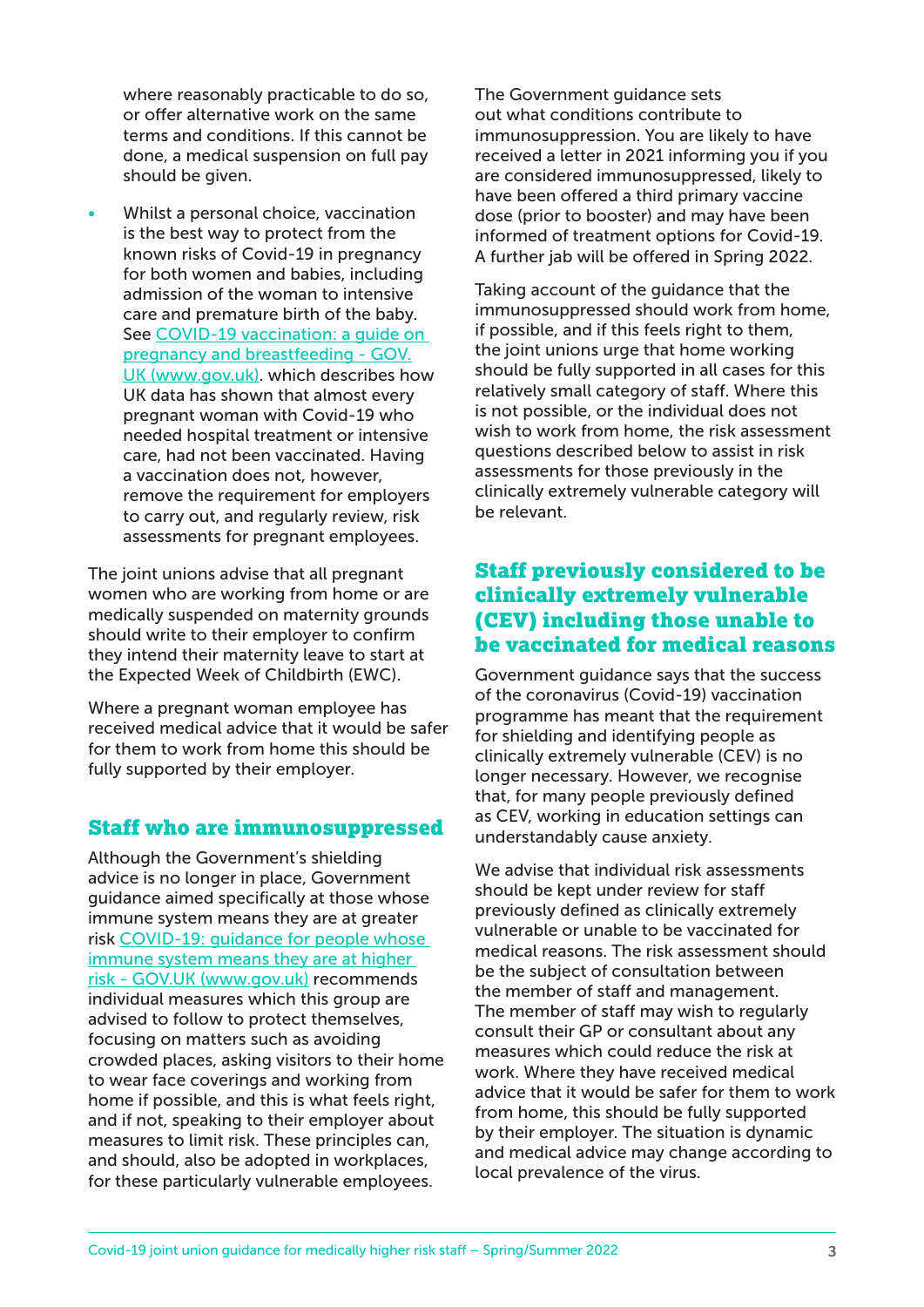where reasonably practicable to do so, or offer alternative work on the same terms and conditions. If this cannot be done, a medical suspension on full pay should be given.

- Whilst a personal choice, vaccination is the best way to protect from the known risks of Covid-19 in pregnancy for both women and babies, including admission of the woman to intensive care and premature birth of the baby. See [COVID-19 vaccination: a guide on pregnancy and breastfeeding - GOV.UK (www.gov.uk)](https://www.gov.uk). which describes how UK data has shown that almost every pregnant woman with Covid-19 who needed hospital treatment or intensive care, had not been vaccinated. Having a vaccination does not, however, remove the requirement for employers to carry out, and regularly review, risk assessments for pregnant employees.

The joint unions advise that all pregnant women who are working from home or are medically suspended on maternity grounds should write to their employer to confirm they intend their maternity leave to start at the Expected Week of Childbirth (EWC).

Where a pregnant woman employee has received medical advice that it would be safer for them to work from home this should be fully supported by their employer.

## Staff who are immunosuppressed

Although the Government's shielding advice is no longer in place, Government guidance aimed specifically at those whose immune system means they are at greater risk [COVID-19: guidance for people whose immune system means they are at higher risk - GOV.UK (www.gov.uk)](https://www.gov.uk) recommends individual measures which this group are advised to follow to protect themselves, focusing on matters such as avoiding crowded places, asking visitors to their home to wear face coverings and working from home if possible, and this is what feels right, and if not, speaking to their employer about measures to limit risk. These principles can, and should, also be adopted in workplaces, for these particularly vulnerable employees.

The Government guidance sets out what conditions contribute to immunosuppression. You are likely to have received a letter in 2021 informing you if you are considered immunosuppressed, likely to have been offered a third primary vaccine dose (prior to booster) and may have been informed of treatment options for Covid-19. A further jab will be offered in Spring 2022.

Taking account of the guidance that the immunosuppressed should work from home, if possible, and if this feels right to them, the joint unions urge that home working should be fully supported in all cases for this relatively small category of staff. Where this is not possible, or the individual does not wish to work from home, the risk assessment questions described below to assist in risk assessments for those previously in the clinically extremely vulnerable category will be relevant.

## Staff previously considered to be clinically extremely vulnerable (CEV) including those unable to be vaccinated for medical reasons

Government guidance says that the success of the coronavirus (Covid-19) vaccination programme has meant that the requirement for shielding and identifying people as clinically extremely vulnerable (CEV) is no longer necessary. However, we recognise that, for many people previously defined as CEV, working in education settings can understandably cause anxiety.

We advise that individual risk assessments should be kept under review for staff previously defined as clinically extremely vulnerable or unable to be vaccinated for medical reasons. The risk assessment should be the subject of consultation between the member of staff and management. The member of staff may wish to regularly consult their GP or consultant about any measures which could reduce the risk at work. Where they have received medical advice that it would be safer for them to work from home, this should be fully supported by their employer. The situation is dynamic and medical advice may change according to local prevalence of the virus.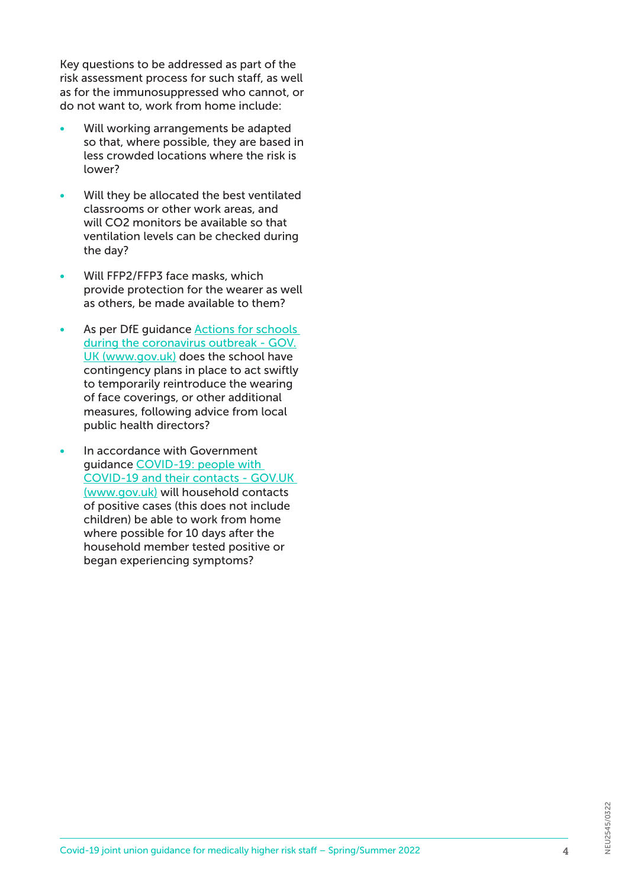Key questions to be addressed as part of the risk assessment process for such staff, as well as for the immunosuppressed who cannot, or do not want to, work from home include:

- Will working arrangements be adapted so that, where possible, they are based in less crowded locations where the risk is lower?
- Will they be allocated the best ventilated classrooms or other work areas, and will $CO_2$ monitors be available so that ventilation levels can be checked during the day?
- Will FFP2/FFP3 face masks, which provide protection for the wearer as well as others, be made available to them?
- As per DfE guidance Actions for schools during the coronavirus outbreak - GOV.UK (www.gov.uk) does the school have contingency plans in place to act swiftly to temporarily reintroduce the wearing of face coverings, or other additional measures, following advice from local public health directors?
- In accordance with Government guidance COVID-19: people with COVID-19 and their contacts - GOV.UK (www.gov.uk) will household contacts of positive cases (this does not include children) be able to work from home where possible for 10 days after the household member tested positive or began experiencing symptoms?